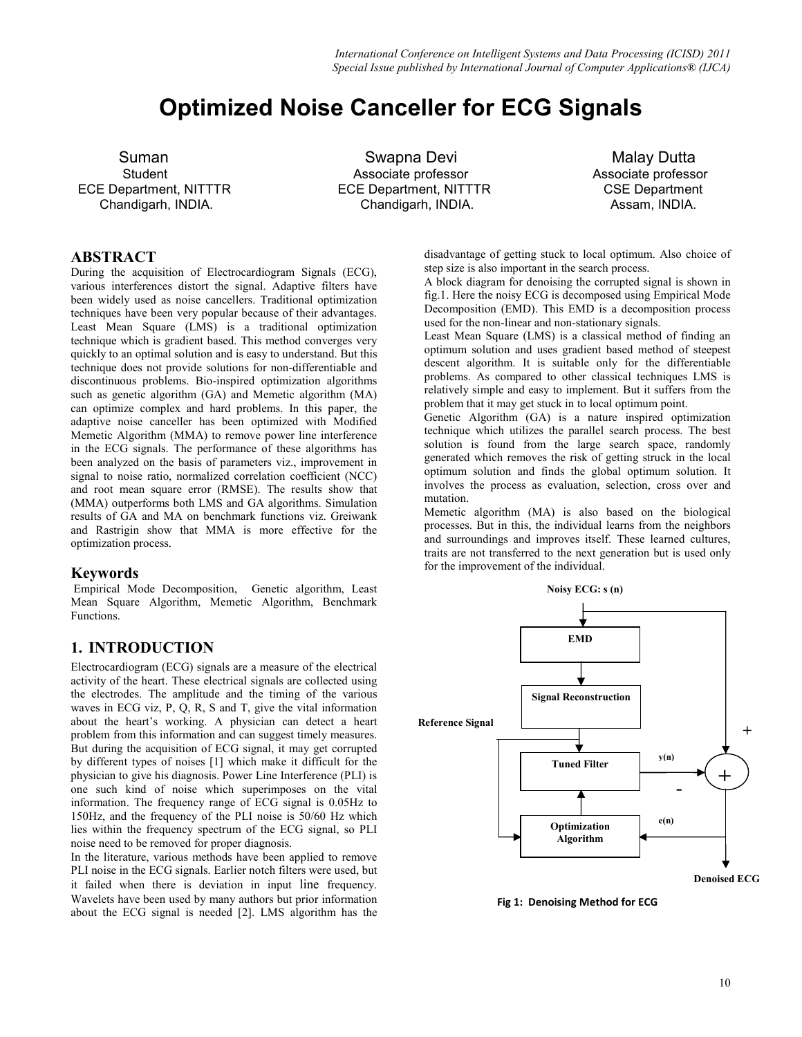# Optimized Noise Canceller for ECG Signals

Suman
Student
ECE Department, NITTTR
Chandigarh, INDIA.

Swapna Devi
Associate professor
ECE Department, NITTTR
Chandigarh, INDIA.

Malay Dutta
Associate professor
CSE Department
Assam, INDIA.

## ABSTRACT

During the acquisition of Electrocardiogram Signals (ECG), various interferences distort the signal. Adaptive filters have been widely used as noise cancellers. Traditional optimization techniques have been very popular because of their advantages. Least Mean Square (LMS) is a traditional optimization technique which is gradient based. This method converges very quickly to an optimal solution and is easy to understand. But this technique does not provide solutions for non-differentiable and discontinuous problems. Bio-inspired optimization algorithms such as genetic algorithm (GA) and Memetic algorithm (MA) can optimize complex and hard problems. In this paper, the adaptive noise canceller has been optimized with Modified Memetic Algorithm (MMA) to remove power line interference in the ECG signals. The performance of these algorithms has been analyzed on the basis of parameters viz., improvement in signal to noise ratio, normalized correlation coefficient (NCC) and root mean square error (RMSE). The results show that (MMA) outperforms both LMS and GA algorithms. Simulation results of GA and MA on benchmark functions viz. Greiwank and Rastrigin show that MMA is more effective for the optimization process.

## Keywords

Empirical Mode Decomposition, Genetic algorithm, Least Mean Square Algorithm, Memetic Algorithm, Benchmark Functions.

## 1. INTRODUCTION

Electrocardiogram (ECG) signals are a measure of the electrical activity of the heart. These electrical signals are collected using the electrodes. The amplitude and the timing of the various waves in ECG viz, P, Q, R, S and T, give the vital information about the heart's working. A physician can detect a heart problem from this information and can suggest timely measures. But during the acquisition of ECG signal, it may get corrupted by different types of noises [1] which make it difficult for the physician to give his diagnosis. Power Line Interference (PLI) is one such kind of noise which superimposes on the vital information. The frequency range of ECG signal is 0.05Hz to 150Hz, and the frequency of the PLI noise is 50/60 Hz which lies within the frequency spectrum of the ECG signal, so PLI noise need to be removed for proper diagnosis.

In the literature, various methods have been applied to remove PLI noise in the ECG signals. Earlier notch filters were used, but it failed when there is deviation in input line frequency. Wavelets have been used by many authors but prior information about the ECG signal is needed [2]. LMS algorithm has the disadvantage of getting stuck to local optimum. Also choice of step size is also important in the search process.

A block diagram for denoising the corrupted signal is shown in fig.1. Here the noisy ECG is decomposed using Empirical Mode Decomposition (EMD). This EMD is a decomposition process used for the non-linear and non-stationary signals.

Least Mean Square (LMS) is a classical method of finding an optimum solution and uses gradient based method of steepest descent algorithm. It is suitable only for the differentiable problems. As compared to other classical techniques LMS is relatively simple and easy to implement. But it suffers from the problem that it may get stuck in to local optimum point.

Genetic Algorithm (GA) is a nature inspired optimization technique which utilizes the parallel search process. The best solution is found from the large search space, randomly generated which removes the risk of getting struck in the local optimum solution and finds the global optimum solution. It involves the process as evaluation, selection, cross over and mutation.

Memetic algorithm (MA) is also based on the biological processes. But in this, the individual learns from the neighbors and surroundings and improves itself. These learned cultures, traits are not transferred to the next generation but is used only for the improvement of the individual.

Noisy ECG: s (n)

EMD

Signal Reconstruction

Reference Signal

Tuned Filter

y(n)

+

-

+

e(n)

Optimization Algorithm

Denoised ECG

Fig 1: Denoising Method for ECG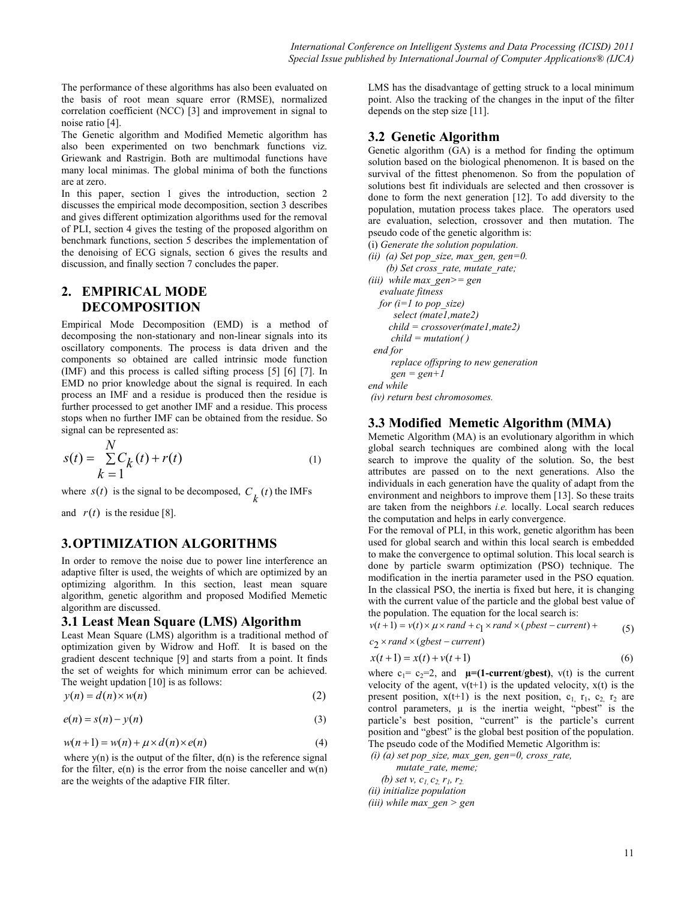The performance of these algorithms has also been evaluated on the basis of root mean square error (RMSE), normalized correlation coefficient (NCC) [3] and improvement in signal to noise ratio [4].

The Genetic algorithm and Modified Memetic algorithm has also been experimented on two benchmark functions viz. Griewank and Rastrigin. Both are multimodal functions have many local minimas. The global minima of both the functions are at zero.

In this paper, section 1 gives the introduction, section 2 discusses the empirical mode decomposition, section 3 describes and gives different optimization algorithms used for the removal of PLI, section 4 gives the testing of the proposed algorithm on benchmark functions, section 5 describes the implementation of the denoising of ECG signals, section 6 gives the results and discussion, and finally section 7 concludes the paper.

## 2. EMPIRICAL MODE DECOMPOSITION

Empirical Mode Decomposition (EMD) is a method of decomposing the non-stationary and non-linear signals into its oscillatory components. The process is data driven and the components so obtained are called intrinsic mode function (IMF) and this process is called sifting process [5] [6] [7]. In EMD no prior knowledge about the signal is required. In each process an IMF and a residue is produced then the residue is further processed to get another IMF and a residue. This process stops when no further IMF can be obtained from the residue. So signal can be represented as:

$$s(t) = \sum_{k=1}^{N} C_k(t) + r(t) \tag{1}$$

where $s(t)$ is the signal to be decomposed, $C_k(t)$ the IMFs and $r(t)$ is the residue [8].

## 3. OPTIMIZATION ALGORITHMS

In order to remove the noise due to power line interference an adaptive filter is used, the weights of which are optimized by an optimizing algorithm. In this section, least mean square algorithm, genetic algorithm and proposed Modified Memetic algorithm are discussed.

### 3.1 Least Mean Square (LMS) Algorithm

Least Mean Square (LMS) algorithm is a traditional method of optimization given by Widrow and Hoff. It is based on the gradient descent technique [9] and starts from a point. It finds the set of weights for which minimum error can be achieved. The weight updation [10] is as follows:

$$y(n) = d(n) \times w(n) \tag{2}$$

$$e(n) = s(n) - y(n) \tag{3}$$

$$w(n+1) = w(n) + \mu \times d(n) \times e(n) \tag{4}$$

where y(n) is the output of the filter, d(n) is the reference signal for the filter, e(n) is the error from the noise canceller and w(n) are the weights of the adaptive FIR filter.

LMS has the disadvantage of getting struck to a local minimum point. Also the tracking of the changes in the input of the filter depends on the step size [11].

### 3.2 Genetic Algorithm

Genetic algorithm (GA) is a method for finding the optimum solution based on the biological phenomenon. It is based on the survival of the fittest phenomenon. So from the population of solutions best fit individuals are selected and then crossover is done to form the next generation [12]. To add diversity to the population, mutation process takes place. The operators used are evaluation, selection, crossover and then mutation. The pseudo code of the genetic algorithm is:

(i) *Generate the solution population.*
*(ii) (a) Set pop_size, max_gen, gen=0.*
*(b) Set cross_rate, mutate_rate;*
*(iii) while max_gen>= gen*
*evaluate fitness*
*for (i=1 to pop_size)*
*select (mate1,mate2)*
*child = crossover(mate1,mate2)*
*child = mutation( )*
*end for*
*replace offspring to new generation*
*gen = gen+1*
*end while*
*(iv) return best chromosomes.*

### 3.3 Modified Memetic Algorithm (MMA)

Memetic Algorithm (MA) is an evolutionary algorithm in which global search techniques are combined along with the local search to improve the quality of the solution. So, the best attributes are passed on to the next generations. Also the individuals in each generation have the quality of adapt from the environment and neighbors to improve them [13]. So these traits are taken from the neighbors *i.e.* locally. Local search reduces the computation and helps in early convergence.

For the removal of PLI, in this work, genetic algorithm has been used for global search and within this local search is embedded to make the convergence to optimal solution. This local search is done by particle swarm optimization (PSO) technique. The modification in the inertia parameter used in the PSO equation. In the classical PSO, the inertia is fixed but here, it is changing with the current value of the particle and the global best value of the population. The equation for the local search is:

$$v(t+1) = v(t) \times \mu \times rand + c_1 \times rand \times (pbest - current) + c_2 \times rand \times (gbest - current) \tag{5}$$

$$x(t+1) = x(t) + v(t+1) \tag{6}$$

where $c_1 = c_2 = 2$, and **μ=(1-current/gbest)**, v(t) is the current velocity of the agent, v(t+1) is the updated velocity, x(t) is the present position, x(t+1) is the next position, $c_1$, $r_1$, $c_2$, $r_2$ are control parameters, μ is the inertia weight, "pbest" is the particle's best position, "current" is the particle's current position and "gbest" is the global best position of the population.

The pseudo code of the Modified Memetic Algorithm is:

*(i) (a) set pop_size, max_gen, gen=0, cross_rate, mutate_rate, meme;*
*(b) set v, $c_1$, $c_2$, $r_1$, $r_2$.*
*(ii) initialize population*
*(iii) while max_gen > gen*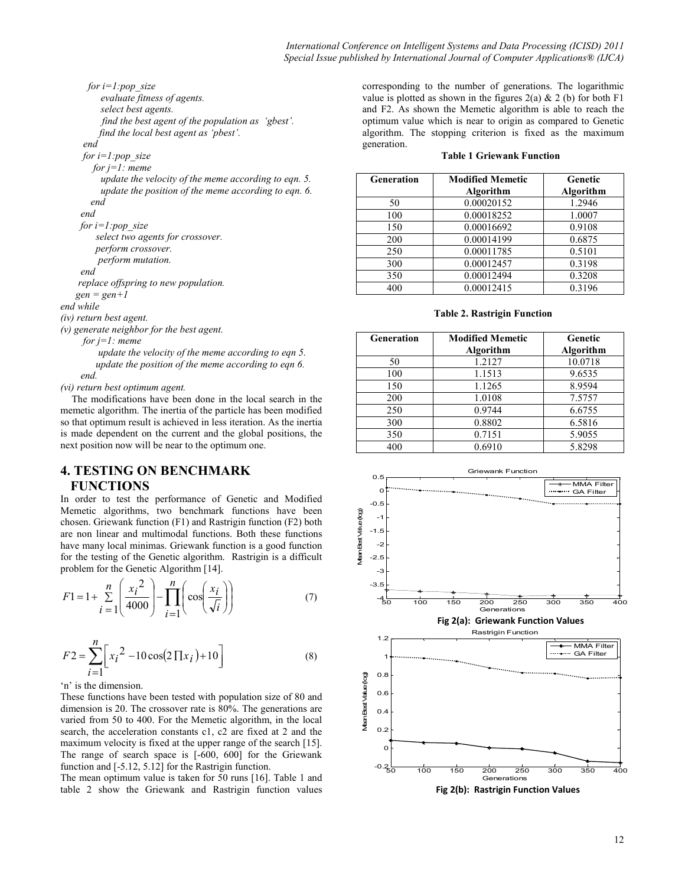*for i=1:pop_size*
*evaluate fitness of agents.*
*select best agents.*
*find the best agent of the population as 'gbest'.*
*find the local best agent as 'pbest'.*
*end*
*for i=1:pop_size*
*for j=1: meme*
*update the velocity of the meme according to eqn. 5.*
*update the position of the meme according to eqn. 6.*
*end*
*end*
*for i=1:pop_size*
*select two agents for crossover.*
*perform crossover.*
*perform mutation.*
*end*
*replace offspring to new population.*
*gen = gen+1*
*end while*
*(iv) return best agent.*
*(v) generate neighbor for the best agent.*
*for j=1: meme*
*update the velocity of the meme according to eqn 5.*
*update the position of the meme according to eqn 6.*
*end.*
*(vi) return best optimum agent.*

The modifications have been done in the local search in the memetic algorithm. The inertia of the particle has been modified so that optimum result is achieved in less iteration. As the inertia is made dependent on the current and the global positions, the next position now will be near to the optimum one.

## 4. TESTING ON BENCHMARK FUNCTIONS

In order to test the performance of Genetic and Modified Memetic algorithms, two benchmark functions have been chosen. Griewank function (F1) and Rastrigin function (F2) both are non linear and multimodal functions. Both these functions have many local minimas. Griewank function is a good function for the testing of the Genetic algorithm. Rastrigin is a difficult problem for the Genetic Algorithm [14].

$$F1 = 1 + \sum_{i=1}^{n} \left( \frac{x_i^2}{4000} \right) - \prod_{i=1}^{n} \left( \cos\left( \frac{x_i}{\sqrt{i}} \right) \right) \tag{7}$$

$$F2 = \sum_{i=1}^{n} \left[ x_i^2 - 10\cos(2\prod x_i) + 10 \right] \tag{8}$$

'n' is the dimension.

These functions have been tested with population size of 80 and dimension is 20. The crossover rate is 80%. The generations are varied from 50 to 400. For the Memetic algorithm, in the local search, the acceleration constants c1, c2 are fixed at 2 and the maximum velocity is fixed at the upper range of the search [15]. The range of search space is [-600, 600] for the Griewank function and [-5.12, 5.12] for the Rastrigin function.

The mean optimum value is taken for 50 runs [16]. Table 1 and table 2 show the Griewank and Rastrigin function values corresponding to the number of generations. The logarithmic value is plotted as shown in the figures 2(a) & 2 (b) for both F1 and F2. As shown the Memetic algorithm is able to reach the optimum value which is near to origin as compared to Genetic algorithm. The stopping criterion is fixed as the maximum generation.

**Table 1 Griewank Function**

| Generation | Modified Memetic Algorithm | Genetic Algorithm |
|---|---|---|
| 50 | 0.00020152 | 1.2946 |
| 100 | 0.00018252 | 1.0007 |
| 150 | 0.00016692 | 0.9108 |
| 200 | 0.00014199 | 0.6875 |
| 250 | 0.00011785 | 0.5101 |
| 300 | 0.00012457 | 0.3198 |
| 350 | 0.00012494 | 0.3208 |
| 400 | 0.00012415 | 0.3196 |

**Table 2. Rastrigin Function**

| Generation | Modified Memetic Algorithm | Genetic Algorithm |
|---|---|---|
| 50 | 1.2127 | 10.0718 |
| 100 | 1.1513 | 9.6535 |
| 150 | 1.1265 | 8.9594 |
| 200 | 1.0108 | 7.5757 |
| 250 | 0.9744 | 6.6755 |
| 300 | 0.8802 | 6.5816 |
| 350 | 0.7151 | 5.9055 |
| 400 | 0.6910 | 5.8298 |

**Fig 2(a): Griewank Function Values**

**Fig 2(b): Rastrigin Function Values**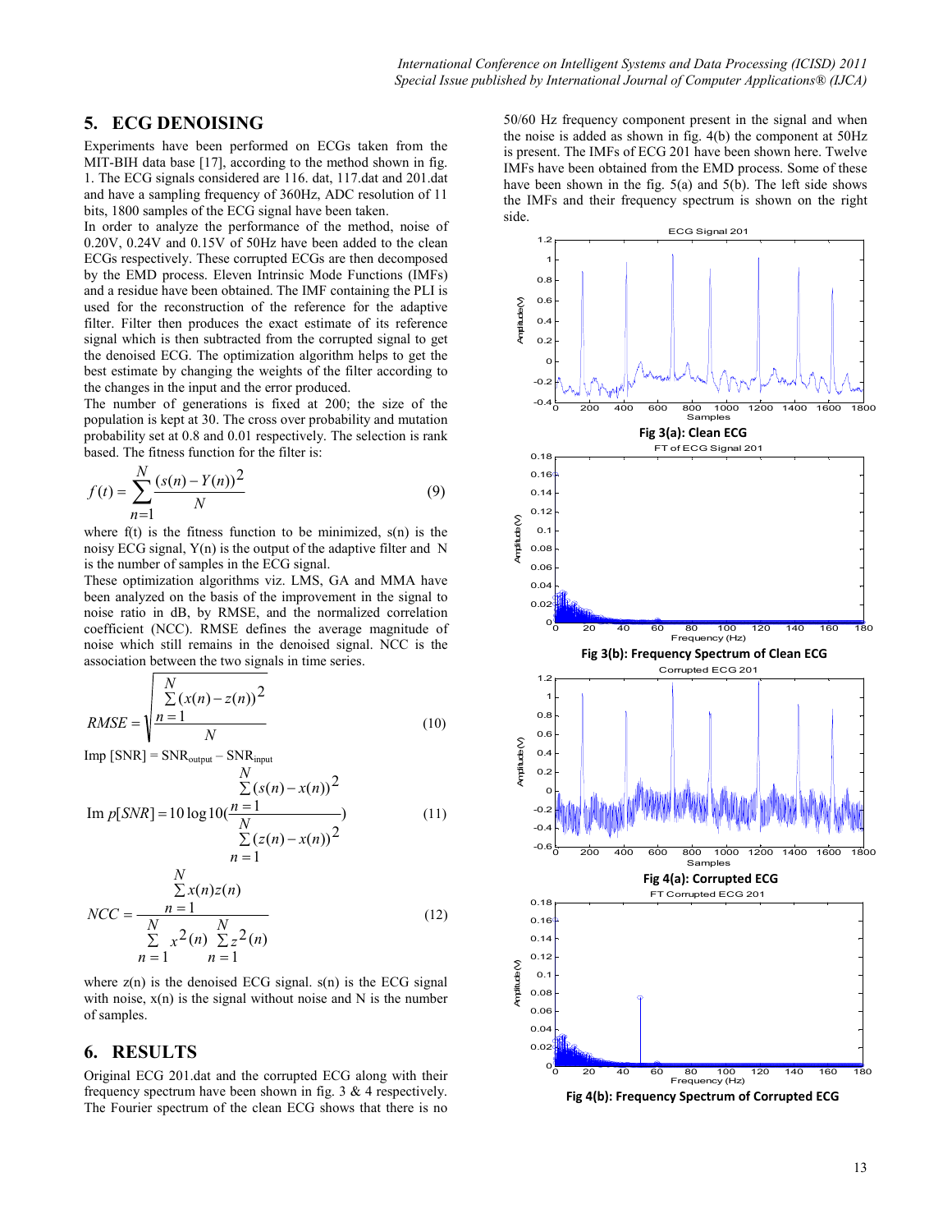## 5. ECG DENOISING

Experiments have been performed on ECGs taken from the MIT-BIH data base [17], according to the method shown in fig. 1. The ECG signals considered are 116. dat, 117.dat and 201.dat and have a sampling frequency of 360Hz, ADC resolution of 11 bits, 1800 samples of the ECG signal have been taken.

In order to analyze the performance of the method, noise of 0.20V, 0.24V and 0.15V of 50Hz have been added to the clean ECGs respectively. These corrupted ECGs are then decomposed by the EMD process. Eleven Intrinsic Mode Functions (IMFs) and a residue have been obtained. The IMF containing the PLI is used for the reconstruction of the reference for the adaptive filter. Filter then produces the exact estimate of its reference signal which is then subtracted from the corrupted signal to get the denoised ECG. The optimization algorithm helps to get the best estimate by changing the weights of the filter according to the changes in the input and the error produced.

The number of generations is fixed at 200; the size of the population is kept at 30. The cross over probability and mutation probability set at 0.8 and 0.01 respectively. The selection is rank based. The fitness function for the filter is:

$$f(t) = \sum_{n=1}^{N} \frac{(s(n) - Y(n))^2}{N} \tag{9}$$

where f(t) is the fitness function to be minimized, s(n) is the noisy ECG signal, Y(n) is the output of the adaptive filter and N is the number of samples in the ECG signal.

These optimization algorithms viz. LMS, GA and MMA have been analyzed on the basis of the improvement in the signal to noise ratio in dB, by RMSE, and the normalized correlation coefficient (NCC). RMSE defines the average magnitude of noise which still remains in the denoised signal. NCC is the association between the two signals in time series.

$$RMSE = \sqrt{\frac{\sum_{n=1}^{N} (x(n) - z(n))^2}{N}} \tag{10}$$

$\text{Imp [SNR]} = \text{SNR}_{output} - \text{SNR}_{input}$

$$\text{Im } p[SNR] = 10 \log 10 \left( \frac{\sum_{n=1}^{N} (s(n) - x(n))^2}{\sum_{n=1}^{N} (z(n) - x(n))^2} \right) \tag{11}$$

$$NCC = \frac{\sum_{n=1}^{N} x(n) z(n)}{\sum_{n=1}^{N} x^2(n) \sum_{n=1}^{N} z^2(n)} \tag{12}$$

where z(n) is the denoised ECG signal. s(n) is the ECG signal with noise, x(n) is the signal without noise and N is the number of samples.

## 6. RESULTS

Original ECG 201.dat and the corrupted ECG along with their frequency spectrum have been shown in fig. 3 & 4 respectively. The Fourier spectrum of the clean ECG shows that there is no 50/60 Hz frequency component present in the signal and when the noise is added as shown in fig. 4(b) the component at 50Hz is present. The IMFs of ECG 201 have been shown here. Twelve IMFs have been obtained from the EMD process. Some of these have been shown in the fig. 5(a) and 5(b). The left side shows the IMFs and their frequency spectrum is shown on the right side.

**Fig 3(a): Clean ECG**

**Fig 3(b): Frequency Spectrum of Clean ECG**

**Fig 4(a): Corrupted ECG**

**Fig 4(b): Frequency Spectrum of Corrupted ECG**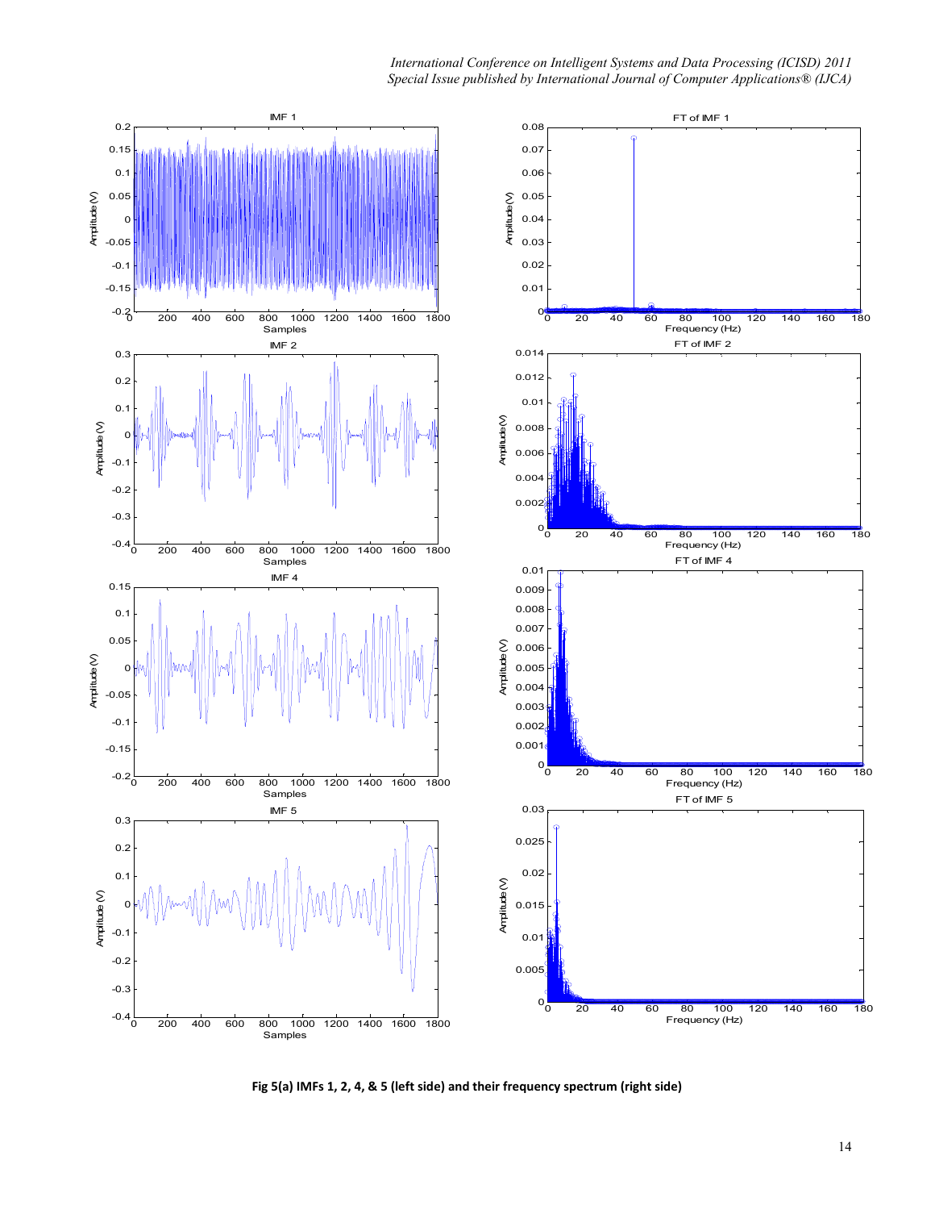Fig 5(a) IMFs 1, 2, 4, & 5 (left side) and their frequency spectrum (right side)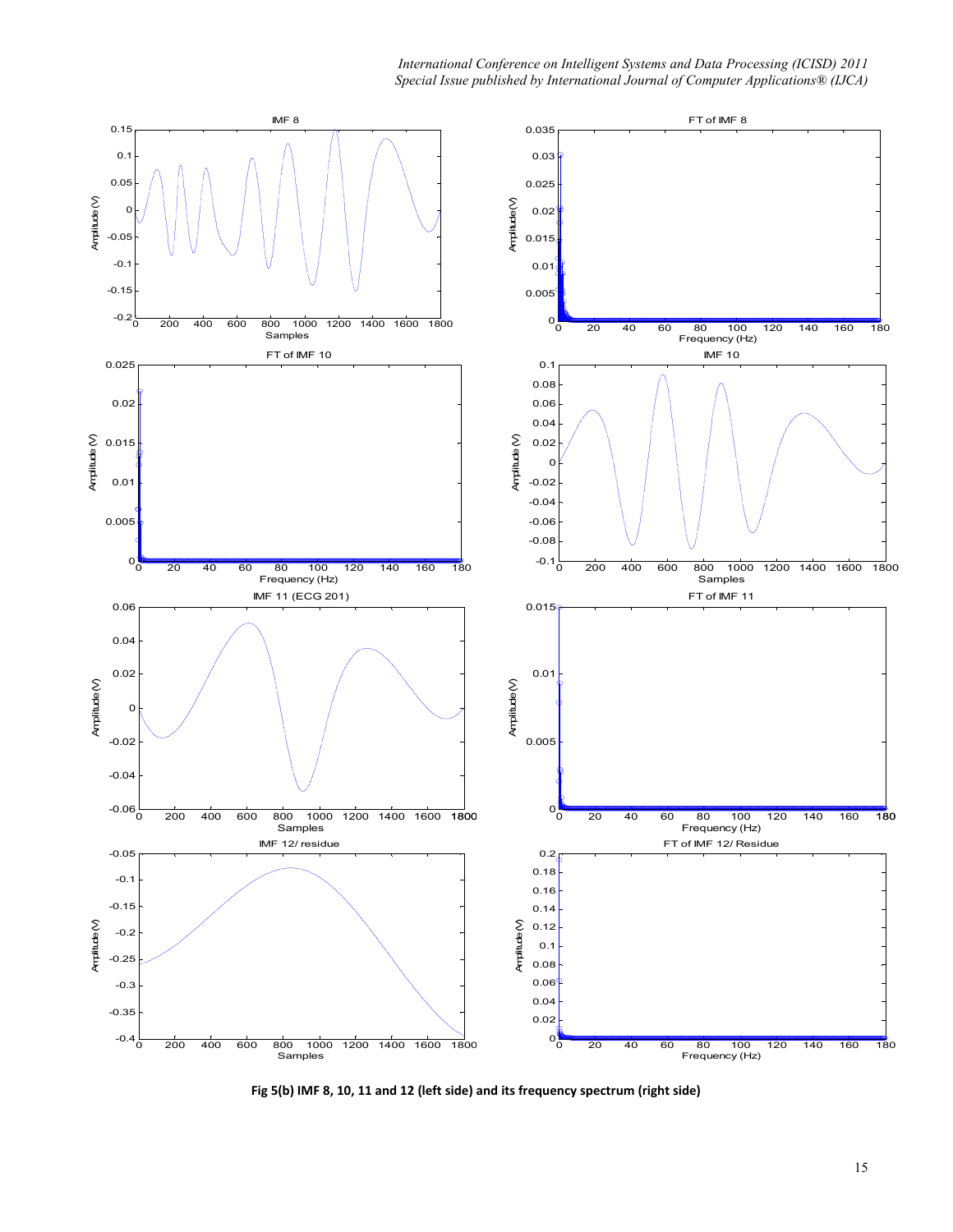**Fig 5(b) IMF 8, 10, 11 and 12 (left side) and its frequency spectrum (right side)**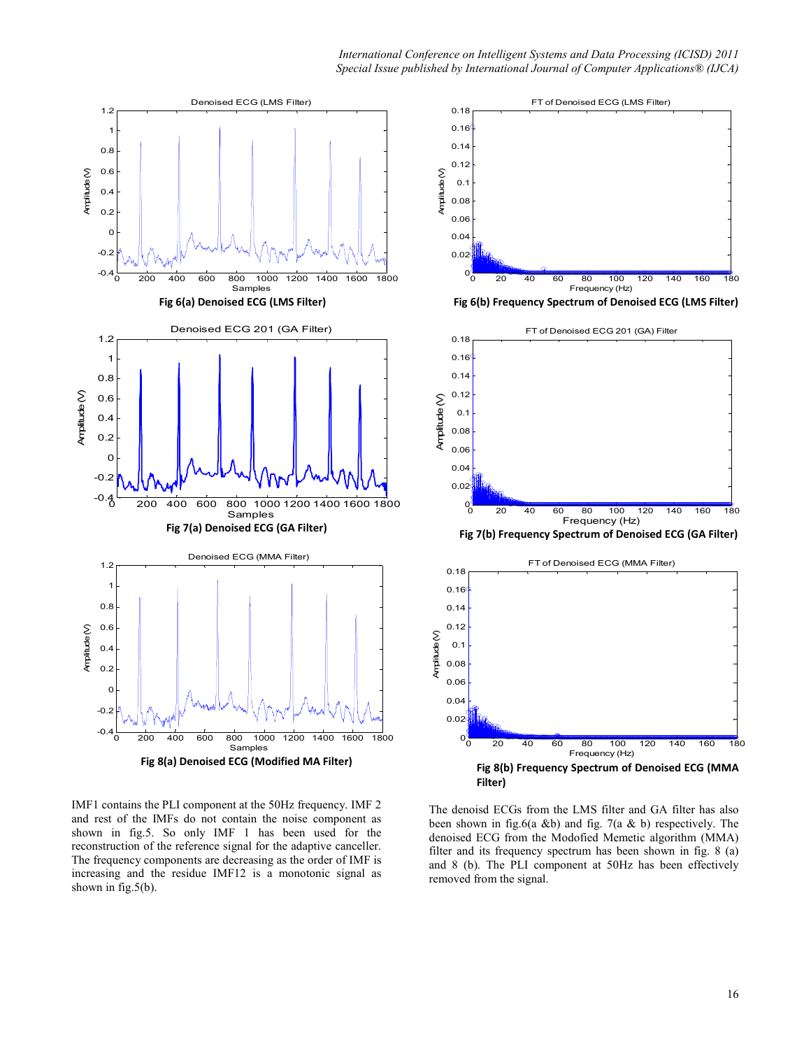Fig 6(a) Denoised ECG (LMS Filter)

Fig 6(b) Frequency Spectrum of Denoised ECG (LMS Filter)

Fig 7(a) Denoised ECG (GA Filter)

Fig 7(b) Frequency Spectrum of Denoised ECG (GA Filter)

Fig 8(a) Denoised ECG (Modified MA Filter)

Fig 8(b) Frequency Spectrum of Denoised ECG (MMA Filter)

IMF1 contains the PLI component at the 50Hz frequency. IMF 2 and rest of the IMFs do not contain the noise component as shown in fig.5. So only IMF 1 has been used for the reconstruction of the reference signal for the adaptive canceller. The frequency components are decreasing as the order of IMF is increasing and the residue IMF12 is a monotonic signal as shown in fig.5(b).

The denoisd ECGs from the LMS filter and GA filter has also been shown in fig.6(a &b) and fig. 7(a & b) respectively. The denoised ECG from the Modofied Memetic algorithm (MMA) filter and its frequency spectrum has been shown in fig. 8 (a) and 8 (b). The PLI component at 50Hz has been effectively removed from the signal.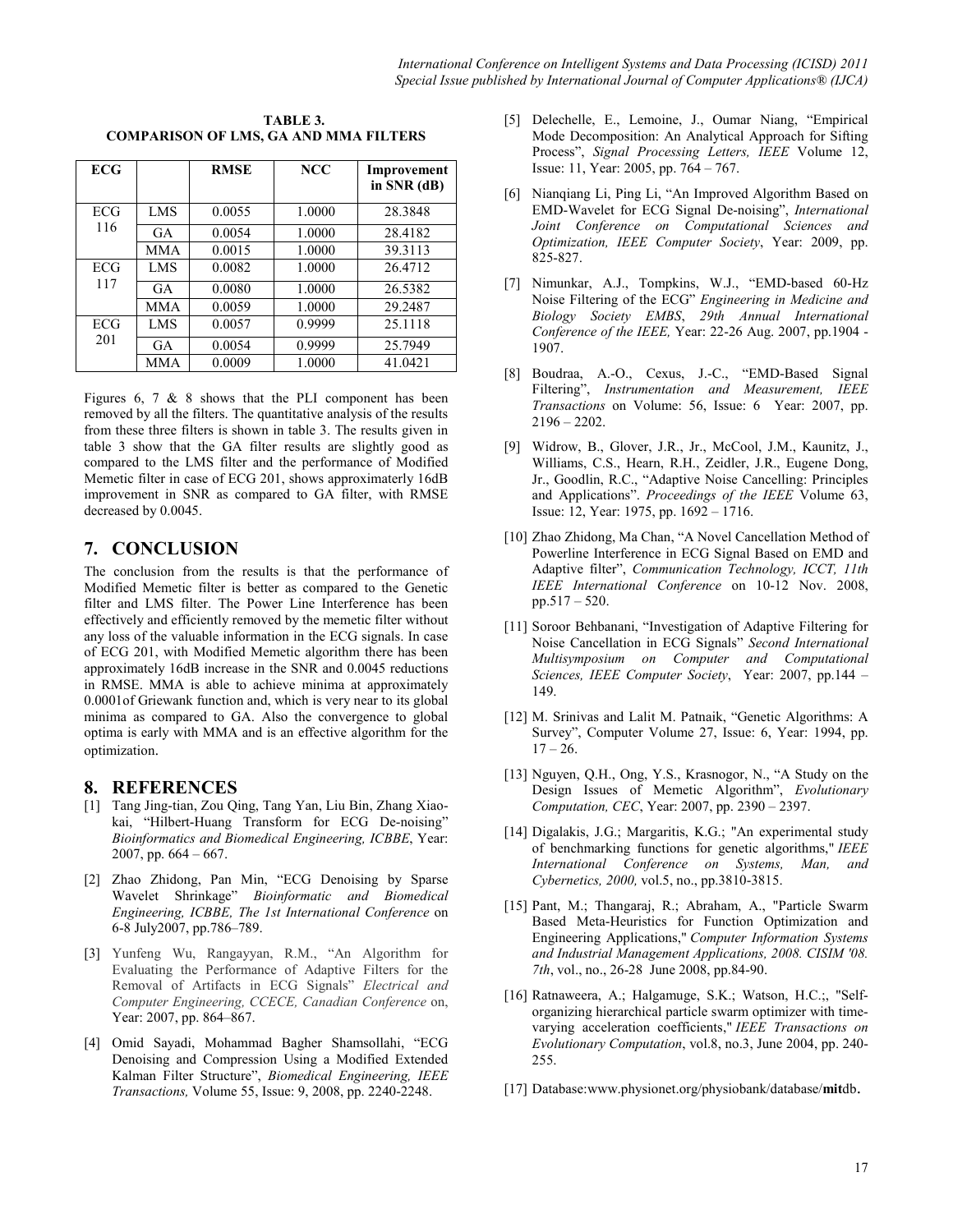**TABLE 3.**
**COMPARISON OF LMS, GA AND MMA FILTERS**

| ECG | | RMSE | NCC | Improvement in SNR (dB) |
|---|---|---|---|---|
| ECG 116 | LMS | 0.0055 | 1.0000 | 28.3848 |
| | GA | 0.0054 | 1.0000 | 28.4182 |
| | MMA | 0.0015 | 1.0000 | 39.3113 |
| ECG 117 | LMS | 0.0082 | 1.0000 | 26.4712 |
| | GA | 0.0080 | 1.0000 | 26.5382 |
| | MMA | 0.0059 | 1.0000 | 29.2487 |
| ECG 201 | LMS | 0.0057 | 0.9999 | 25.1118 |
| | GA | 0.0054 | 0.9999 | 25.7949 |
| | MMA | 0.0009 | 1.0000 | 41.0421 |

Figures 6, 7 & 8 shows that the PLI component has been removed by all the filters. The quantitative analysis of the results from these three filters is shown in table 3. The results given in table 3 show that the GA filter results are slightly good as compared to the LMS filter and the performance of Modified Memetic filter in case of ECG 201, shows approximaterly 16dB improvement in SNR as compared to GA filter, with RMSE decreased by 0.0045.

## 7. CONCLUSION

The conclusion from the results is that the performance of Modified Memetic filter is better as compared to the Genetic filter and LMS filter. The Power Line Interference has been effectively and efficiently removed by the memetic filter without any loss of the valuable information in the ECG signals. In case of ECG 201, with Modified Memetic algorithm there has been approximately 16dB increase in the SNR and 0.0045 reductions in RMSE. MMA is able to achieve minima at approximately 0.0001of Griewank function and, which is very near to its global minima as compared to GA. Also the convergence to global optima is early with MMA and is an effective algorithm for the optimization.

## 8. REFERENCES

[1] Tang Jing-tian, Zou Qing, Tang Yan, Liu Bin, Zhang Xiao-kai, "Hilbert-Huang Transform for ECG De-noising" *Bioinformatics and Biomedical Engineering, ICBBE*, Year: 2007, pp. 664 – 667.

[2] Zhao Zhidong, Pan Min, "ECG Denoising by Sparse Wavelet Shrinkage" *Bioinformatic and Biomedical Engineering, ICBBE, The 1st International Conference* on 6-8 July2007, pp.786–789.

[3] Yunfeng Wu, Rangayyan, R.M., "An Algorithm for Evaluating the Performance of Adaptive Filters for the Removal of Artifacts in ECG Signals" *Electrical and Computer Engineering, CCECE, Canadian Conference* on, Year: 2007, pp. 864–867.

[4] Omid Sayadi, Mohammad Bagher Shamsollahi, "ECG Denoising and Compression Using a Modified Extended Kalman Filter Structure", *Biomedical Engineering, IEEE Transactions,* Volume 55, Issue: 9, 2008, pp. 2240-2248.

[5] Delechelle, E., Lemoine, J., Oumar Niang, "Empirical Mode Decomposition: An Analytical Approach for Sifting Process", *Signal Processing Letters, IEEE* Volume 12, Issue: 11, Year: 2005, pp. 764 – 767.

[6] Nianqiang Li, Ping Li, "An Improved Algorithm Based on EMD-Wavelet for ECG Signal De-noising", *International Joint Conference on Computational Sciences and Optimization, IEEE Computer Society*, Year: 2009, pp. 825-827.

[7] Nimunkar, A.J., Tompkins, W.J., "EMD-based 60-Hz Noise Filtering of the ECG" *Engineering in Medicine and Biology Society EMBS*, *29th Annual International Conference of the IEEE,* Year: 22-26 Aug. 2007, pp.1904 - 1907.

[8] Boudraa, A.-O., Cexus, J.-C., "EMD-Based Signal Filtering", *Instrumentation and Measurement, IEEE Transactions* on Volume: 56, Issue: 6 Year: 2007, pp. 2196 – 2202.

[9] Widrow, B., Glover, J.R., Jr., McCool, J.M., Kaunitz, J., Williams, C.S., Hearn, R.H., Zeidler, J.R., Eugene Dong, Jr., Goodlin, R.C., "Adaptive Noise Cancelling: Principles and Applications". *Proceedings of the IEEE* Volume 63, Issue: 12, Year: 1975, pp. 1692 – 1716.

[10] Zhao Zhidong, Ma Chan, "A Novel Cancellation Method of Powerline Interference in ECG Signal Based on EMD and Adaptive filter", *Communication Technology, ICCT, 11th IEEE International Conference* on 10-12 Nov. 2008, pp.517 – 520.

[11] Soroor Behbanani, "Investigation of Adaptive Filtering for Noise Cancellation in ECG Signals" *Second International Multisymposium on Computer and Computational Sciences, IEEE Computer Society*, Year: 2007, pp.144 – 149.

[12] M. Srinivas and Lalit M. Patnaik, "Genetic Algorithms: A Survey", Computer Volume 27, Issue: 6, Year: 1994, pp. 17 – 26.

[13] Nguyen, Q.H., Ong, Y.S., Krasnogor, N., "A Study on the Design Issues of Memetic Algorithm", *Evolutionary Computation, CEC*, Year: 2007, pp. 2390 – 2397.

[14] Digalakis, J.G.; Margaritis, K.G.; "An experimental study of benchmarking functions for genetic algorithms," *IEEE International Conference on Systems, Man, and Cybernetics, 2000,* vol.5, no., pp.3810-3815.

[15] Pant, M.; Thangaraj, R.; Abraham, A., "Particle Swarm Based Meta-Heuristics for Function Optimization and Engineering Applications," *Computer Information Systems and Industrial Management Applications, 2008. CISIM '08. 7th*, vol., no., 26-28 June 2008, pp.84-90.

[16] Ratnaweera, A.; Halgamuge, S.K.; Watson, H.C.;, "Self-organizing hierarchical particle swarm optimizer with time-varying acceleration coefficients," *IEEE Transactions on Evolutionary Computation*, vol.8, no.3, June 2004, pp. 240-255.

[17] Database:www.physionet.org/physiobank/database/**mit**db.